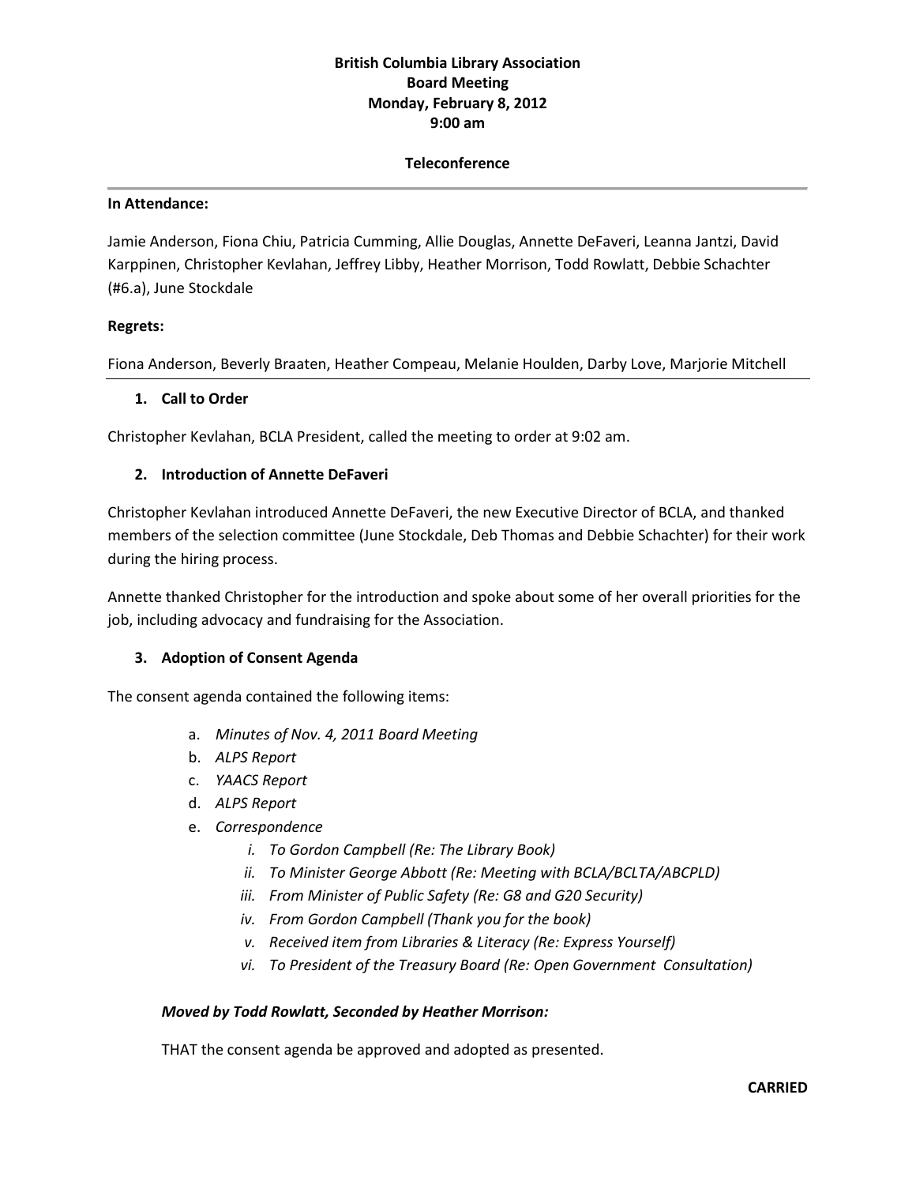**British Columbia Library Association**
**Board Meeting**
**Monday, February 8, 2012**
**9:00 am**

**Teleconference**

---

**In Attendance:**

Jamie Anderson, Fiona Chiu, Patricia Cumming, Allie Douglas, Annette DeFaveri, Leanna Jantzi, David Karppinen, Christopher Kevlahan, Jeffrey Libby, Heather Morrison, Todd Rowlatt, Debbie Schachter (#6.a), June Stockdale

**Regrets:**

Fiona Anderson, Beverly Braaten, Heather Compeau, Melanie Houlden, Darby Love, Marjorie Mitchell

---

1. **Call to Order**

Christopher Kevlahan, BCLA President, called the meeting to order at 9:02 am.

2. **Introduction of Annette DeFaveri**

Christopher Kevlahan introduced Annette DeFaveri, the new Executive Director of BCLA, and thanked members of the selection committee (June Stockdale, Deb Thomas and Debbie Schachter) for their work during the hiring process.

Annette thanked Christopher for the introduction and spoke about some of her overall priorities for the job, including advocacy and fundraising for the Association.

3. **Adoption of Consent Agenda**

The consent agenda contained the following items:

a. *Minutes of Nov. 4, 2011 Board Meeting*
b. *ALPS Report*
c. *YAACS Report*
d. *ALPS Report*
e. *Correspondence*
   i. *To Gordon Campbell (Re: The Library Book)*
   ii. *To Minister George Abbott (Re: Meeting with BCLA/BCLTA/ABCPLD)*
   iii. *From Minister of Public Safety (Re: G8 and G20 Security)*
   iv. *From Gordon Campbell (Thank you for the book)*
   v. *Received item from Libraries & Literacy (Re: Express Yourself)*
   vi. *To President of the Treasury Board (Re: Open Government Consultation)*

***Moved by Todd Rowlatt, Seconded by Heather Morrison:***

THAT the consent agenda be approved and adopted as presented.

**CARRIED**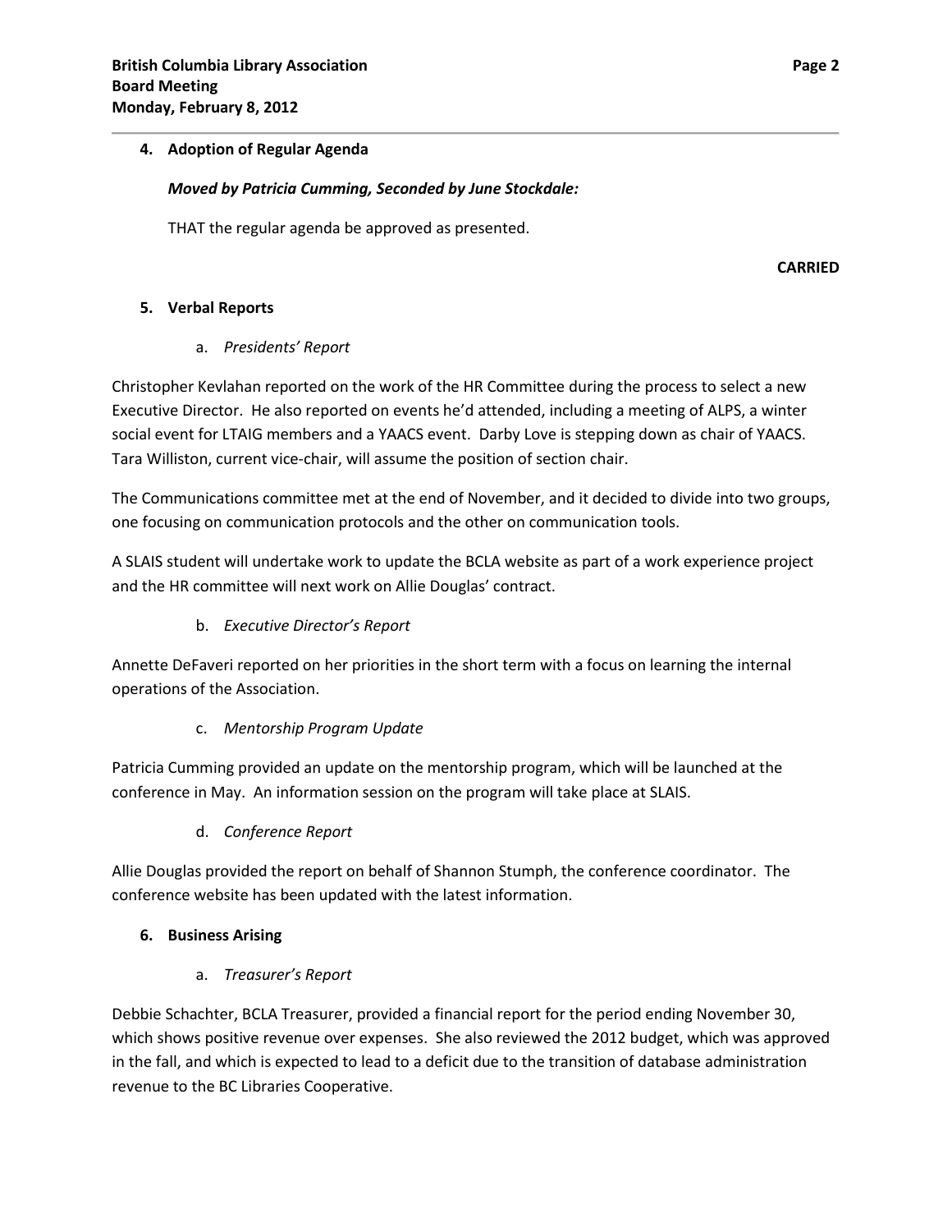## 4. Adoption of Regular Agenda

***Moved by Patricia Cumming, Seconded by June Stockdale:***

THAT the regular agenda be approved as presented.

**CARRIED**

## 5. Verbal Reports

### a. *Presidents' Report*

Christopher Kevlahan reported on the work of the HR Committee during the process to select a new Executive Director. He also reported on events he'd attended, including a meeting of ALPS, a winter social event for LTAIG members and a YAACS event. Darby Love is stepping down as chair of YAACS. Tara Williston, current vice-chair, will assume the position of section chair.

The Communications committee met at the end of November, and it decided to divide into two groups, one focusing on communication protocols and the other on communication tools.

A SLAIS student will undertake work to update the BCLA website as part of a work experience project and the HR committee will next work on Allie Douglas' contract.

### b. *Executive Director's Report*

Annette DeFaveri reported on her priorities in the short term with a focus on learning the internal operations of the Association.

### c. *Mentorship Program Update*

Patricia Cumming provided an update on the mentorship program, which will be launched at the conference in May. An information session on the program will take place at SLAIS.

### d. *Conference Report*

Allie Douglas provided the report on behalf of Shannon Stumph, the conference coordinator. The conference website has been updated with the latest information.

## 6. Business Arising

### a. *Treasurer's Report*

Debbie Schachter, BCLA Treasurer, provided a financial report for the period ending November 30, which shows positive revenue over expenses. She also reviewed the 2012 budget, which was approved in the fall, and which is expected to lead to a deficit due to the transition of database administration revenue to the BC Libraries Cooperative.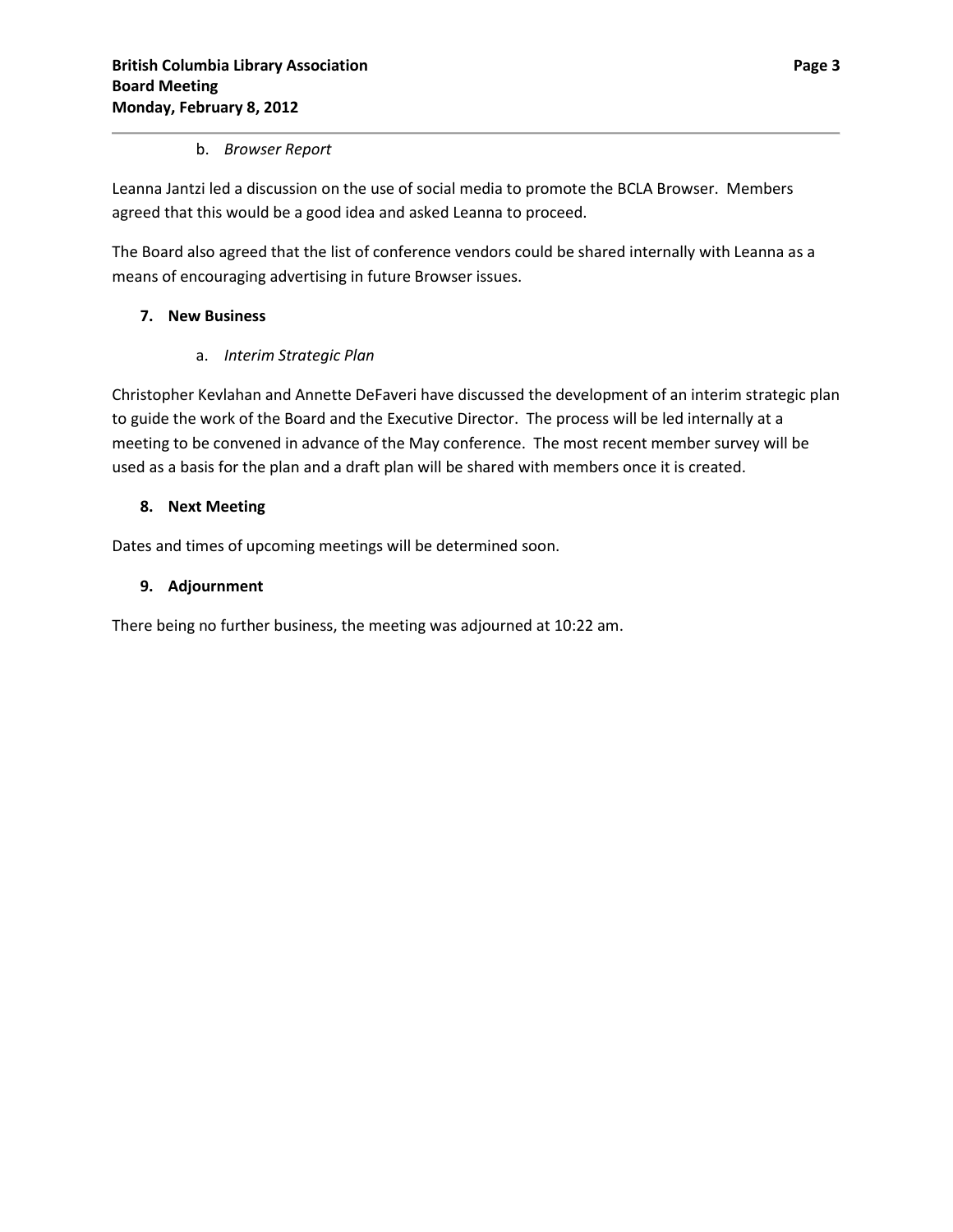b. *Browser Report*

Leanna Jantzi led a discussion on the use of social media to promote the BCLA Browser. Members agreed that this would be a good idea and asked Leanna to proceed.

The Board also agreed that the list of conference vendors could be shared internally with Leanna as a means of encouraging advertising in future Browser issues.

## 7. New Business

a. *Interim Strategic Plan*

Christopher Kevlahan and Annette DeFaveri have discussed the development of an interim strategic plan to guide the work of the Board and the Executive Director. The process will be led internally at a meeting to be convened in advance of the May conference. The most recent member survey will be used as a basis for the plan and a draft plan will be shared with members once it is created.

## 8. Next Meeting

Dates and times of upcoming meetings will be determined soon.

## 9. Adjournment

There being no further business, the meeting was adjourned at 10:22 am.